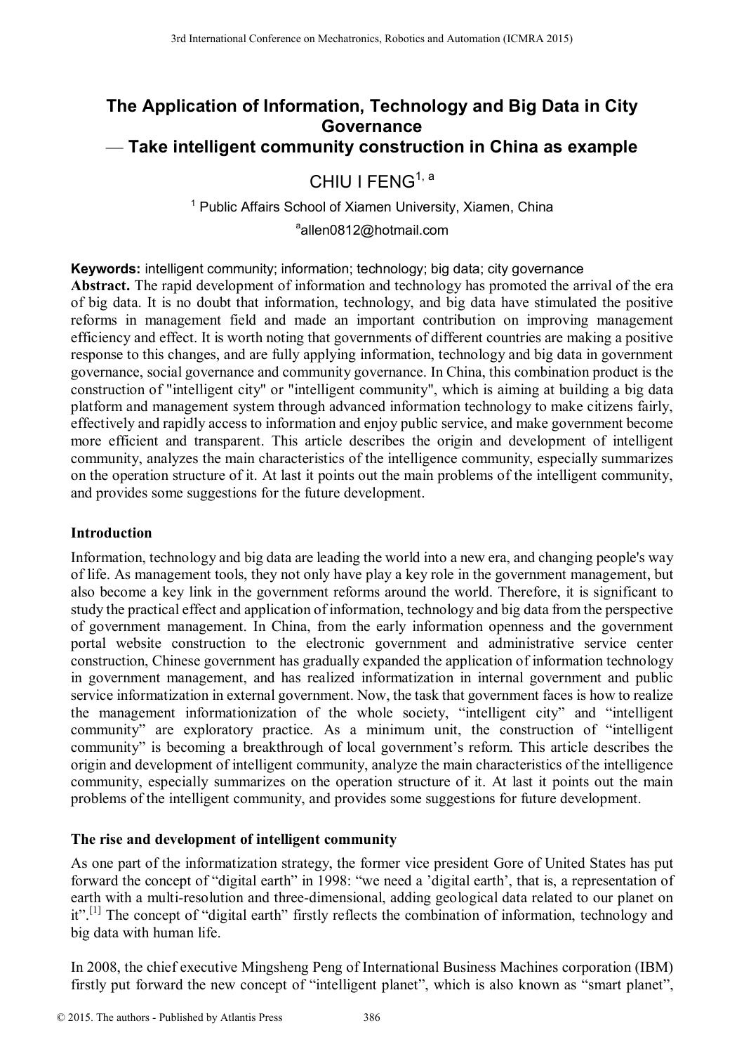# The Application of Information, Technology and Big Data in City Governance

## — Take intelligent community construction in China as example

CHIU I FENG[1, a]

[1] Public Affairs School of Xiamen University, Xiamen, China

[a]allen0812@hotmail.com

**Keywords:** intelligent community; information; technology; big data; city governance

**Abstract.** The rapid development of information and technology has promoted the arrival of the era of big data. It is no doubt that information, technology, and big data have stimulated the positive reforms in management field and made an important contribution on improving management efficiency and effect. It is worth noting that governments of different countries are making a positive response to this changes, and are fully applying information, technology and big data in government governance, social governance and community governance. In China, this combination product is the construction of "intelligent city" or "intelligent community", which is aiming at building a big data platform and management system through advanced information technology to make citizens fairly, effectively and rapidly access to information and enjoy public service, and make government become more efficient and transparent. This article describes the origin and development of intelligent community, analyzes the main characteristics of the intelligence community, especially summarizes on the operation structure of it. At last it points out the main problems of the intelligent community, and provides some suggestions for the future development.

## Introduction

Information, technology and big data are leading the world into a new era, and changing people's way of life. As management tools, they not only have play a key role in the government management, but also become a key link in the government reforms around the world. Therefore, it is significant to study the practical effect and application of information, technology and big data from the perspective of government management. In China, from the early information openness and the government portal website construction to the electronic government and administrative service center construction, Chinese government has gradually expanded the application of information technology in government management, and has realized informatization in internal government and public service informatization in external government. Now, the task that government faces is how to realize the management informationization of the whole society, "intelligent city" and "intelligent community" are exploratory practice. As a minimum unit, the construction of "intelligent community" is becoming a breakthrough of local government's reform. This article describes the origin and development of intelligent community, analyze the main characteristics of the intelligence community, especially summarizes on the operation structure of it. At last it points out the main problems of the intelligent community, and provides some suggestions for future development.

## The rise and development of intelligent community

As one part of the informatization strategy, the former vice president Gore of United States has put forward the concept of "digital earth" in 1998: "we need a 'digital earth', that is, a representation of earth with a multi-resolution and three-dimensional, adding geological data related to our planet on it".[1] The concept of "digital earth" firstly reflects the combination of information, technology and big data with human life.

In 2008, the chief executive Mingsheng Peng of International Business Machines corporation (IBM) firstly put forward the new concept of "intelligent planet", which is also known as "smart planet",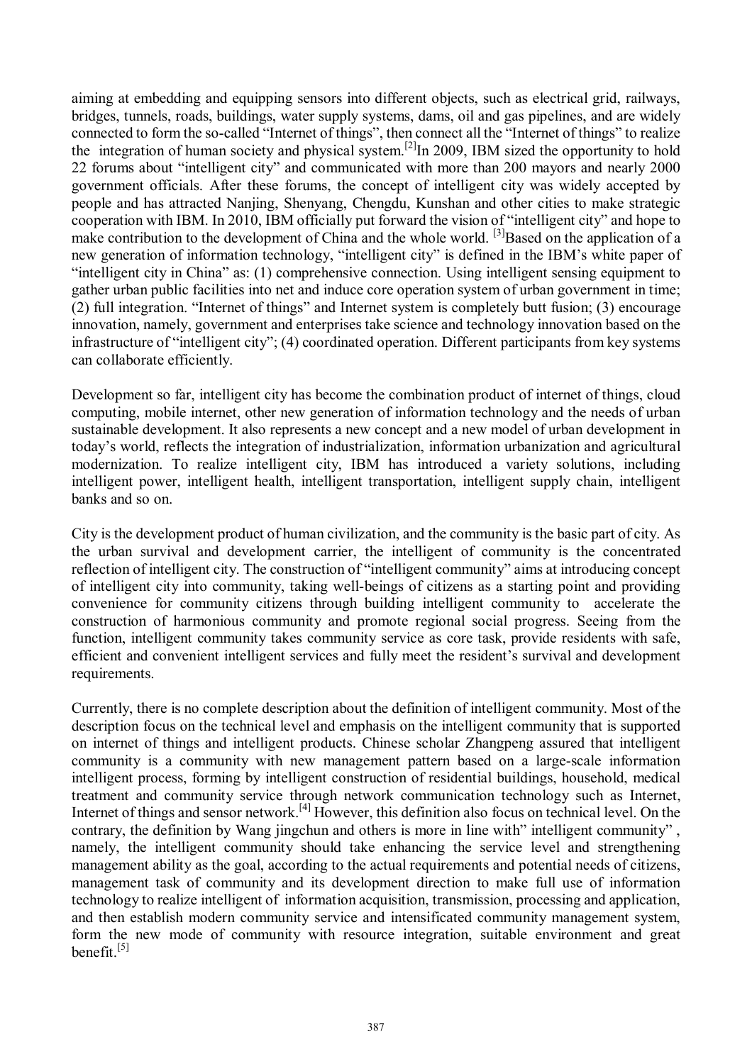aiming at embedding and equipping sensors into different objects, such as electrical grid, railways, bridges, tunnels, roads, buildings, water supply systems, dams, oil and gas pipelines, and are widely connected to form the so-called "Internet of things", then connect all the "Internet of things" to realize the integration of human society and physical system.[2]In 2009, IBM sized the opportunity to hold 22 forums about "intelligent city" and communicated with more than 200 mayors and nearly 2000 government officials. After these forums, the concept of intelligent city was widely accepted by people and has attracted Nanjing, Shenyang, Chengdu, Kunshan and other cities to make strategic cooperation with IBM. In 2010, IBM officially put forward the vision of "intelligent city" and hope to make contribution to the development of China and the whole world. [3]Based on the application of a new generation of information technology, "intelligent city" is defined in the IBM's white paper of "intelligent city in China" as: (1) comprehensive connection. Using intelligent sensing equipment to gather urban public facilities into net and induce core operation system of urban government in time; (2) full integration. "Internet of things" and Internet system is completely butt fusion; (3) encourage innovation, namely, government and enterprises take science and technology innovation based on the infrastructure of "intelligent city"; (4) coordinated operation. Different participants from key systems can collaborate efficiently.

Development so far, intelligent city has become the combination product of internet of things, cloud computing, mobile internet, other new generation of information technology and the needs of urban sustainable development. It also represents a new concept and a new model of urban development in today's world, reflects the integration of industrialization, information urbanization and agricultural modernization. To realize intelligent city, IBM has introduced a variety solutions, including intelligent power, intelligent health, intelligent transportation, intelligent supply chain, intelligent banks and so on.

City is the development product of human civilization, and the community is the basic part of city. As the urban survival and development carrier, the intelligent of community is the concentrated reflection of intelligent city. The construction of "intelligent community" aims at introducing concept of intelligent city into community, taking well-beings of citizens as a starting point and providing convenience for community citizens through building intelligent community to accelerate the construction of harmonious community and promote regional social progress. Seeing from the function, intelligent community takes community service as core task, provide residents with safe, efficient and convenient intelligent services and fully meet the resident's survival and development requirements.

Currently, there is no complete description about the definition of intelligent community. Most of the description focus on the technical level and emphasis on the intelligent community that is supported on internet of things and intelligent products. Chinese scholar Zhangpeng assured that intelligent community is a community with new management pattern based on a large-scale information intelligent process, forming by intelligent construction of residential buildings, household, medical treatment and community service through network communication technology such as Internet, Internet of things and sensor network.[4] However, this definition also focus on technical level. On the contrary, the definition by Wang jingchun and others is more in line with" intelligent community" , namely, the intelligent community should take enhancing the service level and strengthening management ability as the goal, according to the actual requirements and potential needs of citizens, management task of community and its development direction to make full use of information technology to realize intelligent of information acquisition, transmission, processing and application, and then establish modern community service and intensificated community management system, form the new mode of community with resource integration, suitable environment and great benefit.[5]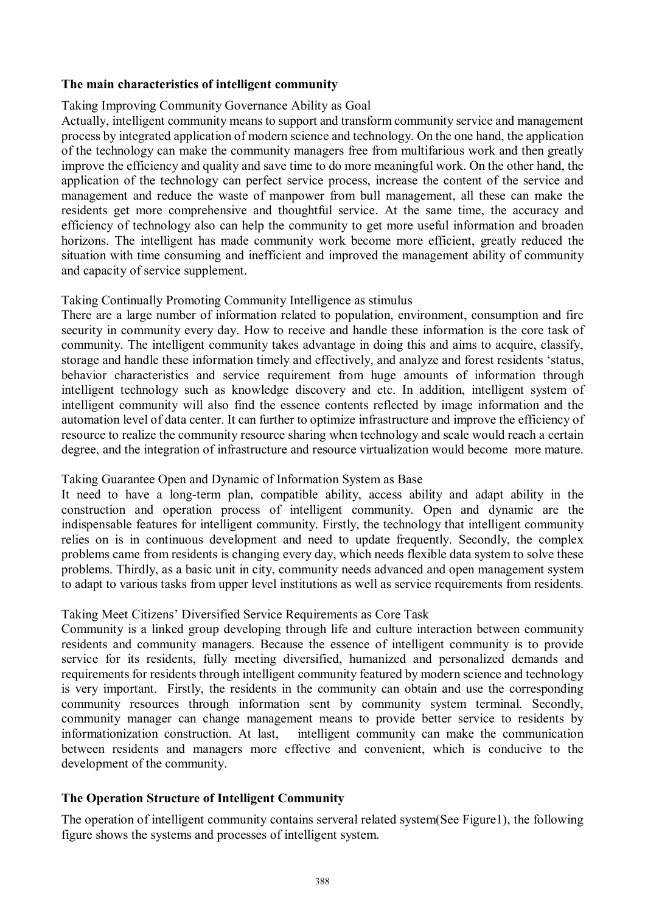### The main characteristics of intelligent community

Taking Improving Community Governance Ability as Goal

Actually, intelligent community means to support and transform community service and management process by integrated application of modern science and technology. On the one hand, the application of the technology can make the community managers free from multifarious work and then greatly improve the efficiency and quality and save time to do more meaningful work. On the other hand, the application of the technology can perfect service process, increase the content of the service and management and reduce the waste of manpower from bull management, all these can make the residents get more comprehensive and thoughtful service. At the same time, the accuracy and efficiency of technology also can help the community to get more useful information and broaden horizons. The intelligent has made community work become more efficient, greatly reduced the situation with time consuming and inefficient and improved the management ability of community and capacity of service supplement.

Taking Continually Promoting Community Intelligence as stimulus

There are a large number of information related to population, environment, consumption and fire security in community every day. How to receive and handle these information is the core task of community. The intelligent community takes advantage in doing this and aims to acquire, classify, storage and handle these information timely and effectively, and analyze and forest residents 'status, behavior characteristics and service requirement from huge amounts of information through intelligent technology such as knowledge discovery and etc. In addition, intelligent system of intelligent community will also find the essence contents reflected by image information and the automation level of data center. It can further to optimize infrastructure and improve the efficiency of resource to realize the community resource sharing when technology and scale would reach a certain degree, and the integration of infrastructure and resource virtualization would become more mature.

Taking Guarantee Open and Dynamic of Information System as Base

It need to have a long-term plan, compatible ability, access ability and adapt ability in the construction and operation process of intelligent community. Open and dynamic are the indispensable features for intelligent community. Firstly, the technology that intelligent community relies on is in continuous development and need to update frequently. Secondly, the complex problems came from residents is changing every day, which needs flexible data system to solve these problems. Thirdly, as a basic unit in city, community needs advanced and open management system to adapt to various tasks from upper level institutions as well as service requirements from residents.

Taking Meet Citizens' Diversified Service Requirements as Core Task

Community is a linked group developing through life and culture interaction between community residents and community managers. Because the essence of intelligent community is to provide service for its residents, fully meeting diversified, humanized and personalized demands and requirements for residents through intelligent community featured by modern science and technology is very important. Firstly, the residents in the community can obtain and use the corresponding community resources through information sent by community system terminal. Secondly, community manager can change management means to provide better service to residents by informationization construction. At last, intelligent community can make the communication between residents and managers more effective and convenient, which is conducive to the development of the community.

### The Operation Structure of Intelligent Community

The operation of intelligent community contains serveral related system(See Figure1), the following figure shows the systems and processes of intelligent system.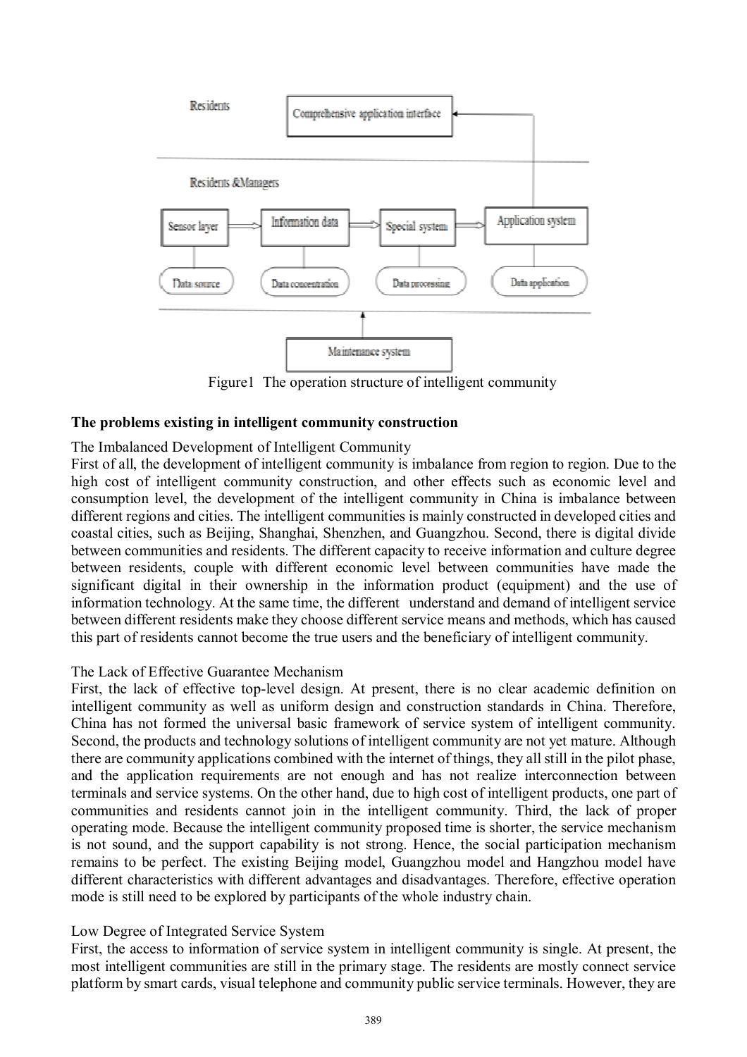Figure1 The operation structure of intelligent community

## The problems existing in intelligent community construction

### The Imbalanced Development of Intelligent Community

First of all, the development of intelligent community is imbalance from region to region. Due to the high cost of intelligent community construction, and other effects such as economic level and consumption level, the development of the intelligent community in China is imbalance between different regions and cities. The intelligent communities is mainly constructed in developed cities and coastal cities, such as Beijing, Shanghai, Shenzhen, and Guangzhou. Second, there is digital divide between communities and residents. The different capacity to receive information and culture degree between residents, couple with different economic level between communities have made the significant digital in their ownership in the information product (equipment) and the use of information technology. At the same time, the different understand and demand of intelligent service between different residents make they choose different service means and methods, which has caused this part of residents cannot become the true users and the beneficiary of intelligent community.

### The Lack of Effective Guarantee Mechanism

First, the lack of effective top-level design. At present, there is no clear academic definition on intelligent community as well as uniform design and construction standards in China. Therefore, China has not formed the universal basic framework of service system of intelligent community. Second, the products and technology solutions of intelligent community are not yet mature. Although there are community applications combined with the internet of things, they all still in the pilot phase, and the application requirements are not enough and has not realize interconnection between terminals and service systems. On the other hand, due to high cost of intelligent products, one part of communities and residents cannot join in the intelligent community. Third, the lack of proper operating mode. Because the intelligent community proposed time is shorter, the service mechanism is not sound, and the support capability is not strong. Hence, the social participation mechanism remains to be perfect. The existing Beijing model, Guangzhou model and Hangzhou model have different characteristics with different advantages and disadvantages. Therefore, effective operation mode is still need to be explored by participants of the whole industry chain.

### Low Degree of Integrated Service System

First, the access to information of service system in intelligent community is single. At present, the most intelligent communities are still in the primary stage. The residents are mostly connect service platform by smart cards, visual telephone and community public service terminals. However, they are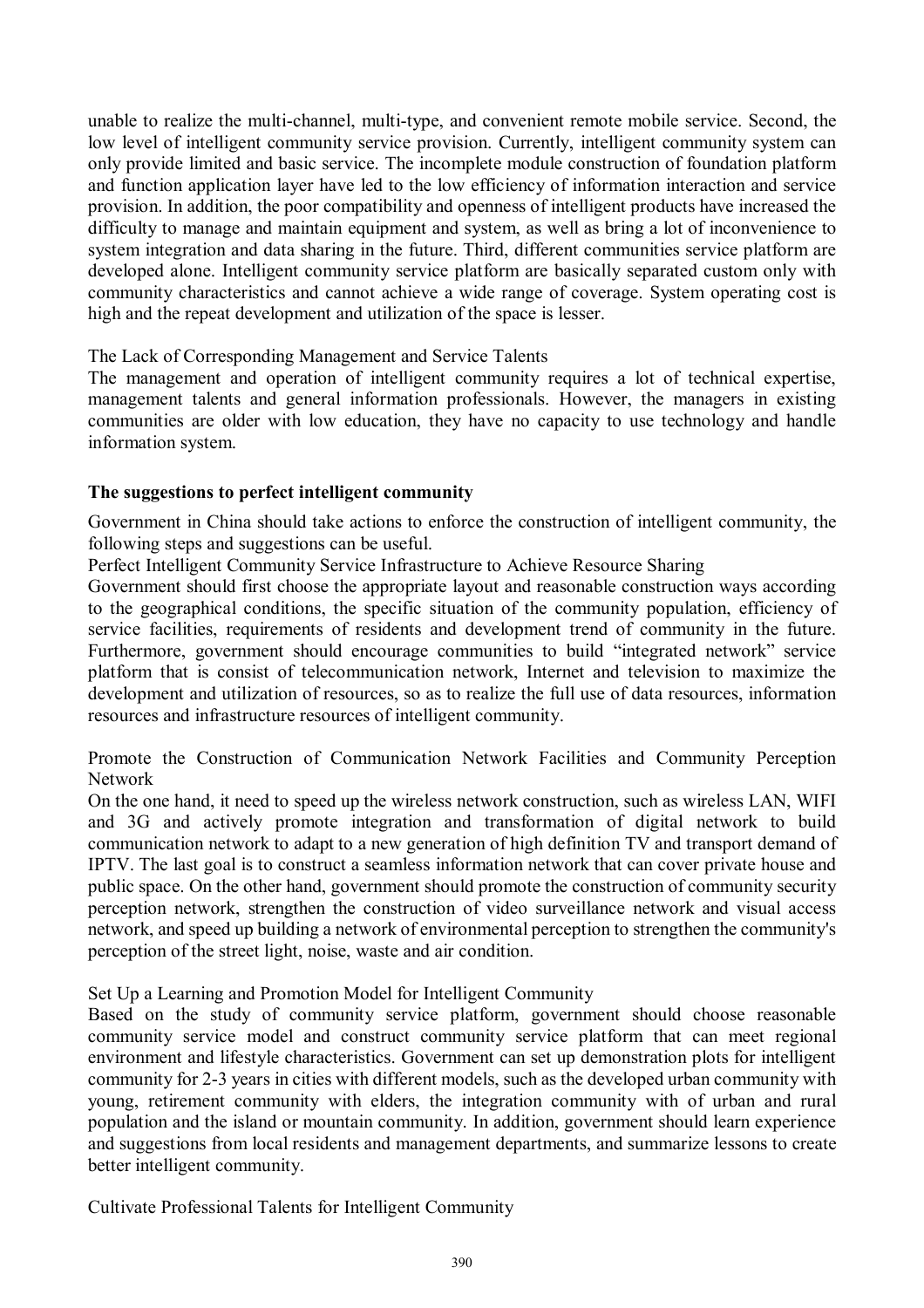unable to realize the multi-channel, multi-type, and convenient remote mobile service. Second, the low level of intelligent community service provision. Currently, intelligent community system can only provide limited and basic service. The incomplete module construction of foundation platform and function application layer have led to the low efficiency of information interaction and service provision. In addition, the poor compatibility and openness of intelligent products have increased the difficulty to manage and maintain equipment and system, as well as bring a lot of inconvenience to system integration and data sharing in the future. Third, different communities service platform are developed alone. Intelligent community service platform are basically separated custom only with community characteristics and cannot achieve a wide range of coverage. System operating cost is high and the repeat development and utilization of the space is lesser.

### The Lack of Corresponding Management and Service Talents

The management and operation of intelligent community requires a lot of technical expertise, management talents and general information professionals. However, the managers in existing communities are older with low education, they have no capacity to use technology and handle information system.

## The suggestions to perfect intelligent community

Government in China should take actions to enforce the construction of intelligent community, the following steps and suggestions can be useful.

### Perfect Intelligent Community Service Infrastructure to Achieve Resource Sharing

Government should first choose the appropriate layout and reasonable construction ways according to the geographical conditions, the specific situation of the community population, efficiency of service facilities, requirements of residents and development trend of community in the future. Furthermore, government should encourage communities to build "integrated network" service platform that is consist of telecommunication network, Internet and television to maximize the development and utilization of resources, so as to realize the full use of data resources, information resources and infrastructure resources of intelligent community.

### Promote the Construction of Communication Network Facilities and Community Perception Network

On the one hand, it need to speed up the wireless network construction, such as wireless LAN, WIFI and 3G and actively promote integration and transformation of digital network to build communication network to adapt to a new generation of high definition TV and transport demand of IPTV. The last goal is to construct a seamless information network that can cover private house and public space. On the other hand, government should promote the construction of community security perception network, strengthen the construction of video surveillance network and visual access network, and speed up building a network of environmental perception to strengthen the community's perception of the street light, noise, waste and air condition.

### Set Up a Learning and Promotion Model for Intelligent Community

Based on the study of community service platform, government should choose reasonable community service model and construct community service platform that can meet regional environment and lifestyle characteristics. Government can set up demonstration plots for intelligent community for 2-3 years in cities with different models, such as the developed urban community with young, retirement community with elders, the integration community with of urban and rural population and the island or mountain community. In addition, government should learn experience and suggestions from local residents and management departments, and summarize lessons to create better intelligent community.

### Cultivate Professional Talents for Intelligent Community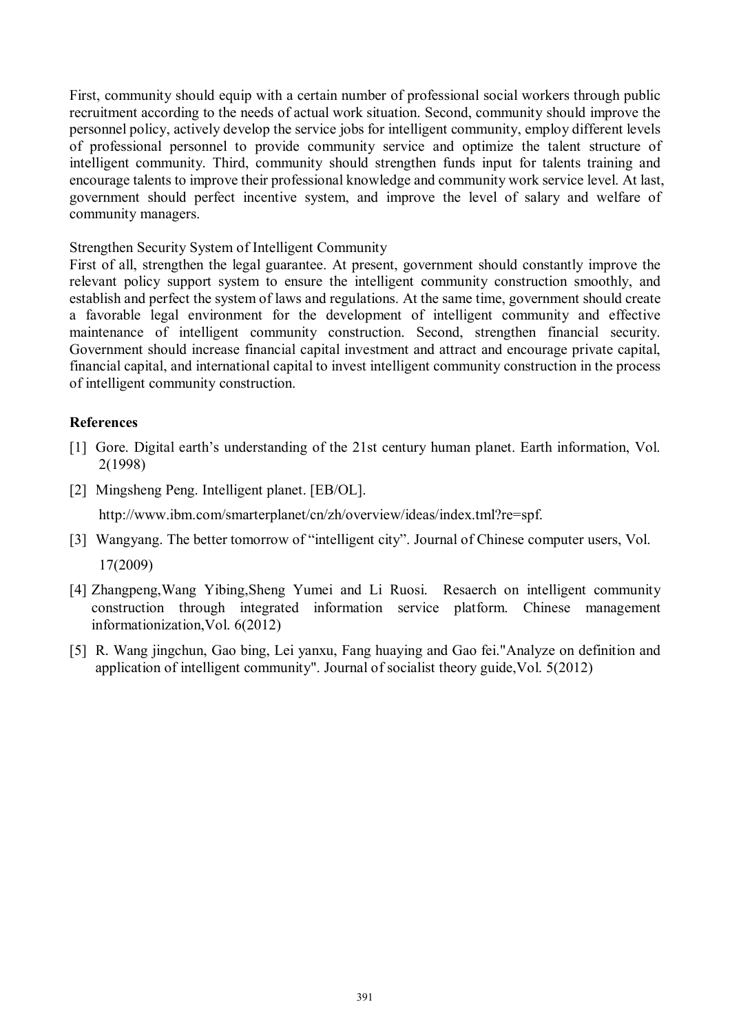First, community should equip with a certain number of professional social workers through public recruitment according to the needs of actual work situation. Second, community should improve the personnel policy, actively develop the service jobs for intelligent community, employ different levels of professional personnel to provide community service and optimize the talent structure of intelligent community. Third, community should strengthen funds input for talents training and encourage talents to improve their professional knowledge and community work service level. At last, government should perfect incentive system, and improve the level of salary and welfare of community managers.

Strengthen Security System of Intelligent Community

First of all, strengthen the legal guarantee. At present, government should constantly improve the relevant policy support system to ensure the intelligent community construction smoothly, and establish and perfect the system of laws and regulations. At the same time, government should create a favorable legal environment for the development of intelligent community and effective maintenance of intelligent community construction. Second, strengthen financial security. Government should increase financial capital investment and attract and encourage private capital, financial capital, and international capital to invest intelligent community construction in the process of intelligent community construction.

## References

[1] Gore. Digital earth's understanding of the 21st century human planet. Earth information, Vol. 2(1998)

[2] Mingsheng Peng. Intelligent planet. [EB/OL].

http://www.ibm.com/smarterplanet/cn/zh/overview/ideas/index.tml?re=spf.

[3] Wangyang. The better tomorrow of "intelligent city". Journal of Chinese computer users, Vol. 17(2009)

[4] Zhangpeng,Wang Yibing,Sheng Yumei and Li Ruosi. Resaerch on intelligent community construction through integrated information service platform. Chinese management informationization,Vol. 6(2012)

[5] R. Wang jingchun, Gao bing, Lei yanxu, Fang huaying and Gao fei."Analyze on definition and application of intelligent community". Journal of socialist theory guide,Vol. 5(2012)